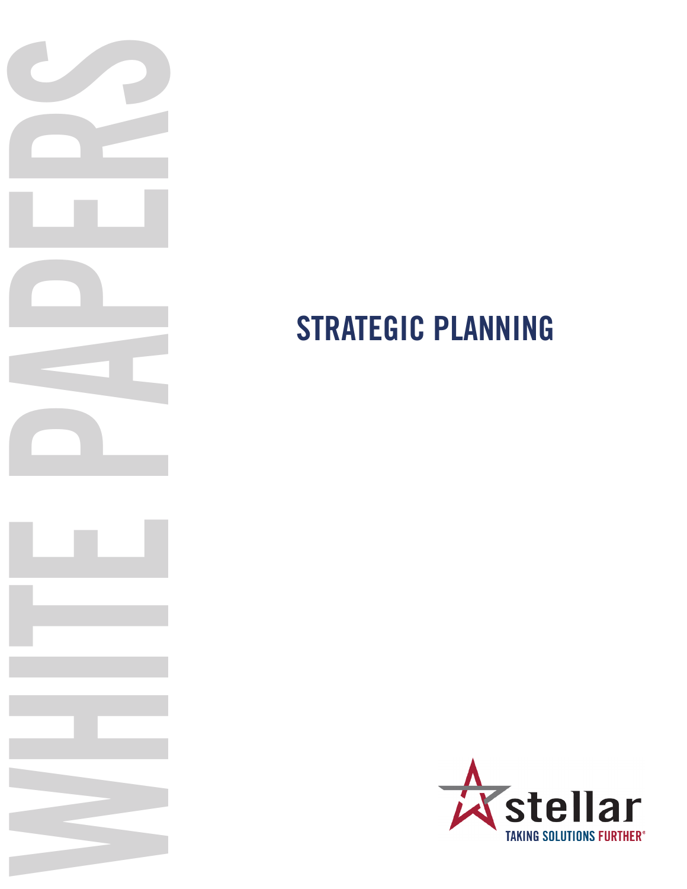WHITE PAPERS

# STRATEGIC PLANNING

stellar

TAKING SOLUTIONS FURTHER®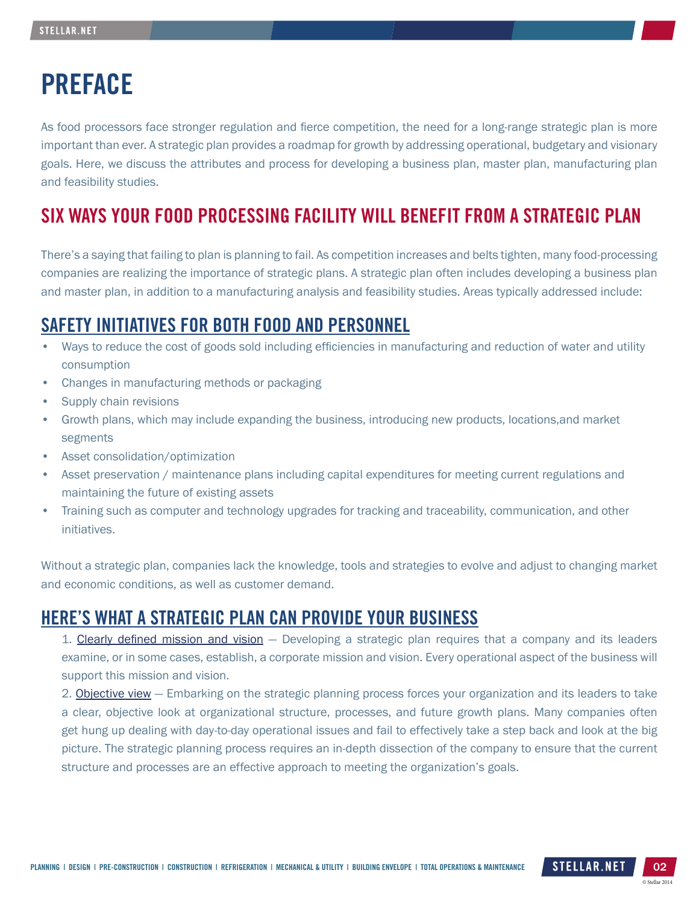# PREFACE

As food processors face stronger regulation and fierce competition, the need for a long-range strategic plan is more important than ever. A strategic plan provides a roadmap for growth by addressing operational, budgetary and visionary goals. Here, we discuss the attributes and process for developing a business plan, master plan, manufacturing plan and feasibility studies.

## SIX WAYS YOUR FOOD PROCESSING FACILITY WILL BENEFIT FROM A STRATEGIC PLAN

There's a saying that failing to plan is planning to fail. As competition increases and belts tighten, many food-processing companies are realizing the importance of strategic plans. A strategic plan often includes developing a business plan and master plan, in addition to a manufacturing analysis and feasibility studies. Areas typically addressed include:

### SAFETY INITIATIVES FOR BOTH FOOD AND PERSONNEL

- Ways to reduce the cost of goods sold including efficiencies in manufacturing and reduction of water and utility consumption
- Changes in manufacturing methods or packaging
- Supply chain revisions
- Growth plans, which may include expanding the business, introducing new products, locations,and market segments
- Asset consolidation/optimization
- Asset preservation / maintenance plans including capital expenditures for meeting current regulations and maintaining the future of existing assets
- Training such as computer and technology upgrades for tracking and traceability, communication, and other initiatives.

Without a strategic plan, companies lack the knowledge, tools and strategies to evolve and adjust to changing market and economic conditions, as well as customer demand.

### HERE'S WHAT A STRATEGIC PLAN CAN PROVIDE YOUR BUSINESS

1. Clearly defined mission and vision — Developing a strategic plan requires that a company and its leaders examine, or in some cases, establish, a corporate mission and vision. Every operational aspect of the business will support this mission and vision.
2. Objective view — Embarking on the strategic planning process forces your organization and its leaders to take a clear, objective look at organizational structure, processes, and future growth plans. Many companies often get hung up dealing with day-to-day operational issues and fail to effectively take a step back and look at the big picture. The strategic planning process requires an in-depth dissection of the company to ensure that the current structure and processes are an effective approach to meeting the organization's goals.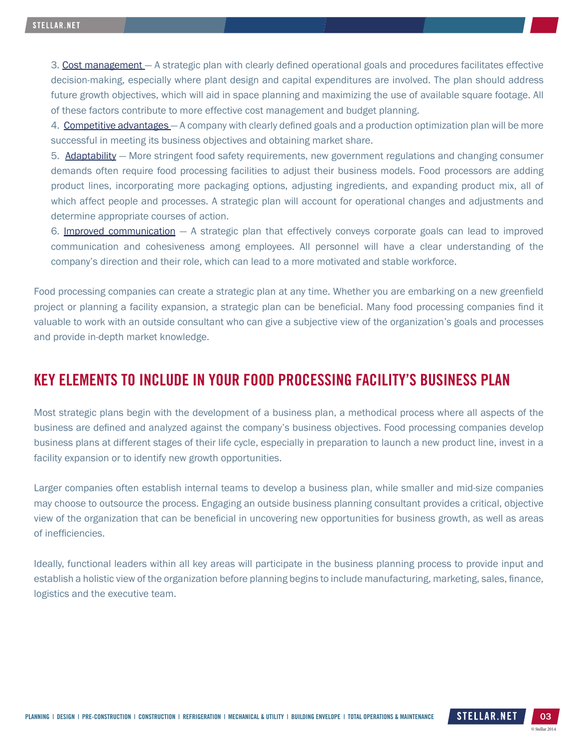3. Cost management — A strategic plan with clearly defined operational goals and procedures facilitates effective decision-making, especially where plant design and capital expenditures are involved. The plan should address future growth objectives, which will aid in space planning and maximizing the use of available square footage. All of these factors contribute to more effective cost management and budget planning.
4. Competitive advantages — A company with clearly defined goals and a production optimization plan will be more successful in meeting its business objectives and obtaining market share.
5. Adaptability — More stringent food safety requirements, new government regulations and changing consumer demands often require food processing facilities to adjust their business models. Food processors are adding product lines, incorporating more packaging options, adjusting ingredients, and expanding product mix, all of which affect people and processes. A strategic plan will account for operational changes and adjustments and determine appropriate courses of action.
6. Improved communication — A strategic plan that effectively conveys corporate goals can lead to improved communication and cohesiveness among employees. All personnel will have a clear understanding of the company's direction and their role, which can lead to a more motivated and stable workforce.

Food processing companies can create a strategic plan at any time. Whether you are embarking on a new greenfield project or planning a facility expansion, a strategic plan can be beneficial. Many food processing companies find it valuable to work with an outside consultant who can give a subjective view of the organization's goals and processes and provide in-depth market knowledge.

## KEY ELEMENTS TO INCLUDE IN YOUR FOOD PROCESSING FACILITY'S BUSINESS PLAN

Most strategic plans begin with the development of a business plan, a methodical process where all aspects of the business are defined and analyzed against the company's business objectives. Food processing companies develop business plans at different stages of their life cycle, especially in preparation to launch a new product line, invest in a facility expansion or to identify new growth opportunities.

Larger companies often establish internal teams to develop a business plan, while smaller and mid-size companies may choose to outsource the process. Engaging an outside business planning consultant provides a critical, objective view of the organization that can be beneficial in uncovering new opportunities for business growth, as well as areas of inefficiencies.

Ideally, functional leaders within all key areas will participate in the business planning process to provide input and establish a holistic view of the organization before planning begins to include manufacturing, marketing, sales, finance, logistics and the executive team.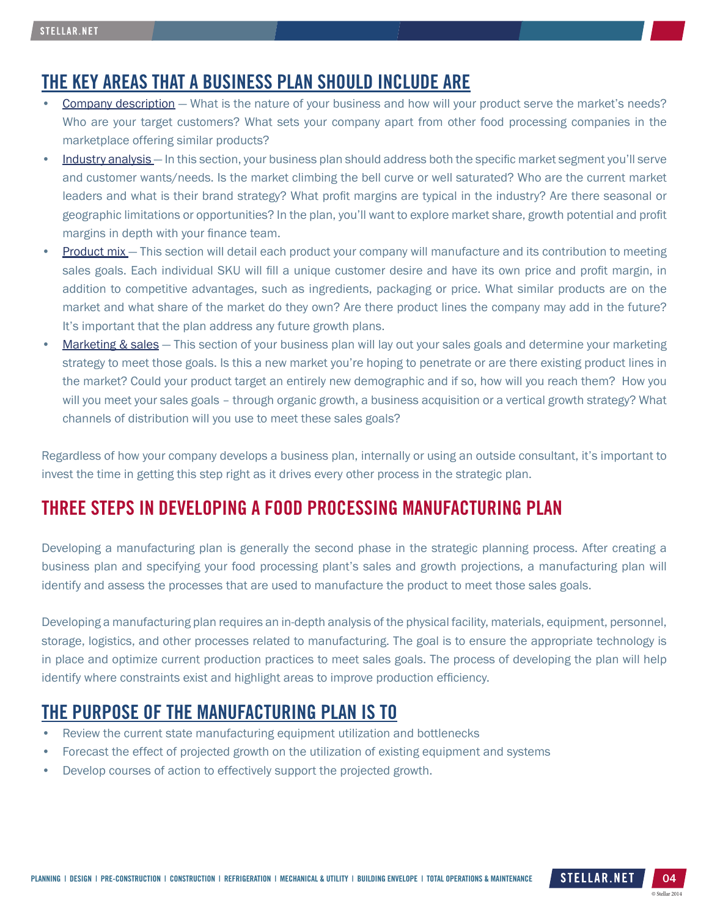## THE KEY AREAS THAT A BUSINESS PLAN SHOULD INCLUDE ARE

- Company description — What is the nature of your business and how will your product serve the market's needs? Who are your target customers? What sets your company apart from other food processing companies in the marketplace offering similar products?
- Industry analysis — In this section, your business plan should address both the specific market segment you'll serve and customer wants/needs. Is the market climbing the bell curve or well saturated? Who are the current market leaders and what is their brand strategy? What profit margins are typical in the industry? Are there seasonal or geographic limitations or opportunities? In the plan, you'll want to explore market share, growth potential and profit margins in depth with your finance team.
- Product mix — This section will detail each product your company will manufacture and its contribution to meeting sales goals. Each individual SKU will fill a unique customer desire and have its own price and profit margin, in addition to competitive advantages, such as ingredients, packaging or price. What similar products are on the market and what share of the market do they own? Are there product lines the company may add in the future? It's important that the plan address any future growth plans.
- Marketing & sales — This section of your business plan will lay out your sales goals and determine your marketing strategy to meet those goals. Is this a new market you're hoping to penetrate or are there existing product lines in the market? Could your product target an entirely new demographic and if so, how will you reach them? How you will you meet your sales goals – through organic growth, a business acquisition or a vertical growth strategy? What channels of distribution will you use to meet these sales goals?

Regardless of how your company develops a business plan, internally or using an outside consultant, it's important to invest the time in getting this step right as it drives every other process in the strategic plan.

## THREE STEPS IN DEVELOPING A FOOD PROCESSING MANUFACTURING PLAN

Developing a manufacturing plan is generally the second phase in the strategic planning process. After creating a business plan and specifying your food processing plant's sales and growth projections, a manufacturing plan will identify and assess the processes that are used to manufacture the product to meet those sales goals.

Developing a manufacturing plan requires an in-depth analysis of the physical facility, materials, equipment, personnel, storage, logistics, and other processes related to manufacturing. The goal is to ensure the appropriate technology is in place and optimize current production practices to meet sales goals. The process of developing the plan will help identify where constraints exist and highlight areas to improve production efficiency.

## THE PURPOSE OF THE MANUFACTURING PLAN IS TO

- Review the current state manufacturing equipment utilization and bottlenecks
- Forecast the effect of projected growth on the utilization of existing equipment and systems
- Develop courses of action to effectively support the projected growth.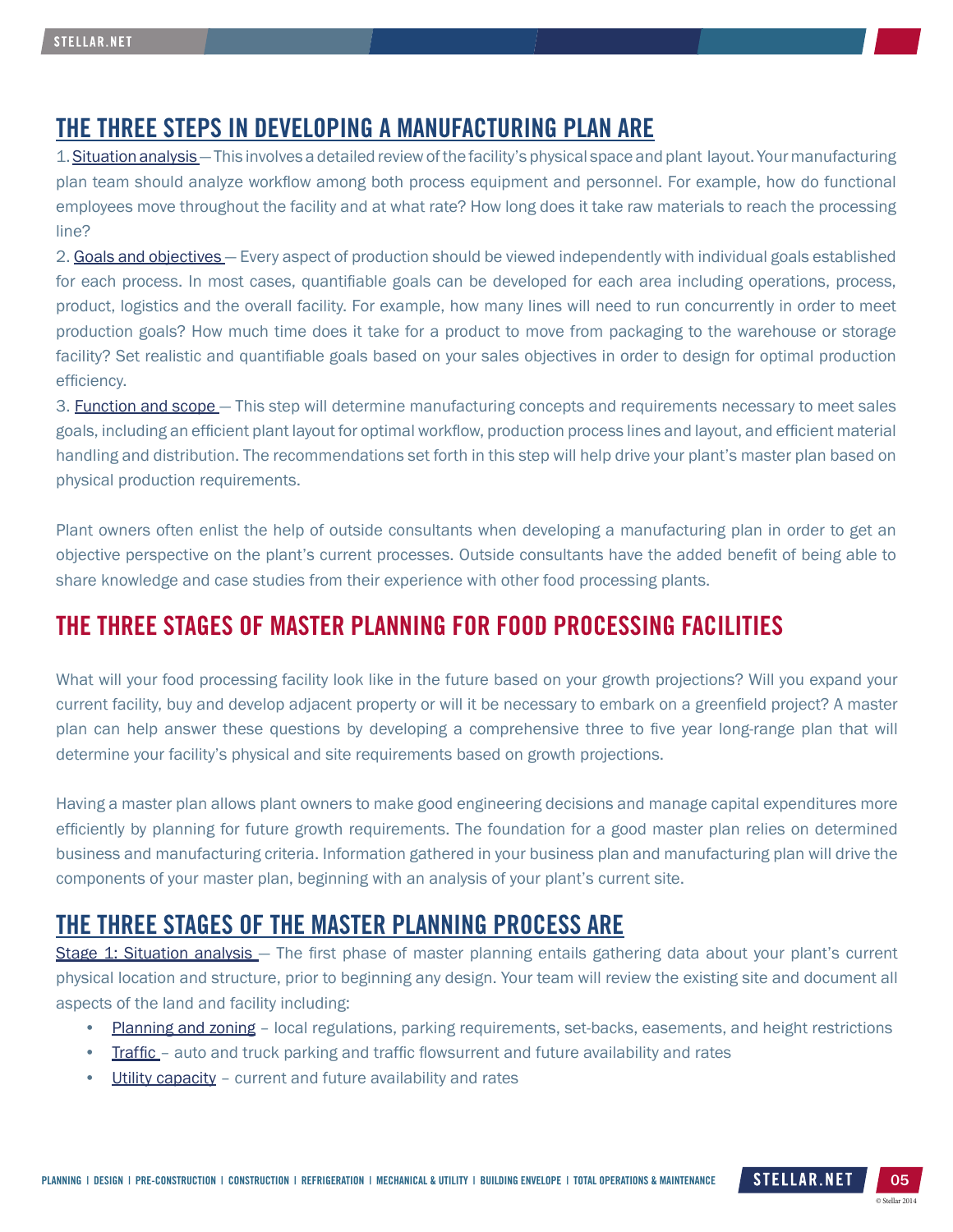## THE THREE STEPS IN DEVELOPING A MANUFACTURING PLAN ARE

1. Situation analysis — This involves a detailed review of the facility's physical space and plant layout. Your manufacturing plan team should analyze workflow among both process equipment and personnel. For example, how do functional employees move throughout the facility and at what rate? How long does it take raw materials to reach the processing line?

2. Goals and objectives — Every aspect of production should be viewed independently with individual goals established for each process. In most cases, quantifiable goals can be developed for each area including operations, process, product, logistics and the overall facility. For example, how many lines will need to run concurrently in order to meet production goals? How much time does it take for a product to move from packaging to the warehouse or storage facility? Set realistic and quantifiable goals based on your sales objectives in order to design for optimal production efficiency.

3. Function and scope — This step will determine manufacturing concepts and requirements necessary to meet sales goals, including an efficient plant layout for optimal workflow, production process lines and layout, and efficient material handling and distribution. The recommendations set forth in this step will help drive your plant's master plan based on physical production requirements.

Plant owners often enlist the help of outside consultants when developing a manufacturing plan in order to get an objective perspective on the plant's current processes. Outside consultants have the added benefit of being able to share knowledge and case studies from their experience with other food processing plants.

## THE THREE STAGES OF MASTER PLANNING FOR FOOD PROCESSING FACILITIES

What will your food processing facility look like in the future based on your growth projections? Will you expand your current facility, buy and develop adjacent property or will it be necessary to embark on a greenfield project? A master plan can help answer these questions by developing a comprehensive three to five year long-range plan that will determine your facility's physical and site requirements based on growth projections.

Having a master plan allows plant owners to make good engineering decisions and manage capital expenditures more efficiently by planning for future growth requirements. The foundation for a good master plan relies on determined business and manufacturing criteria. Information gathered in your business plan and manufacturing plan will drive the components of your master plan, beginning with an analysis of your plant's current site.

## THE THREE STAGES OF THE MASTER PLANNING PROCESS ARE

Stage 1: Situation analysis — The first phase of master planning entails gathering data about your plant's current physical location and structure, prior to beginning any design. Your team will review the existing site and document all aspects of the land and facility including:

- Planning and zoning – local regulations, parking requirements, set-backs, easements, and height restrictions
- Traffic – auto and truck parking and traffic flowsurrent and future availability and rates
- Utility capacity – current and future availability and rates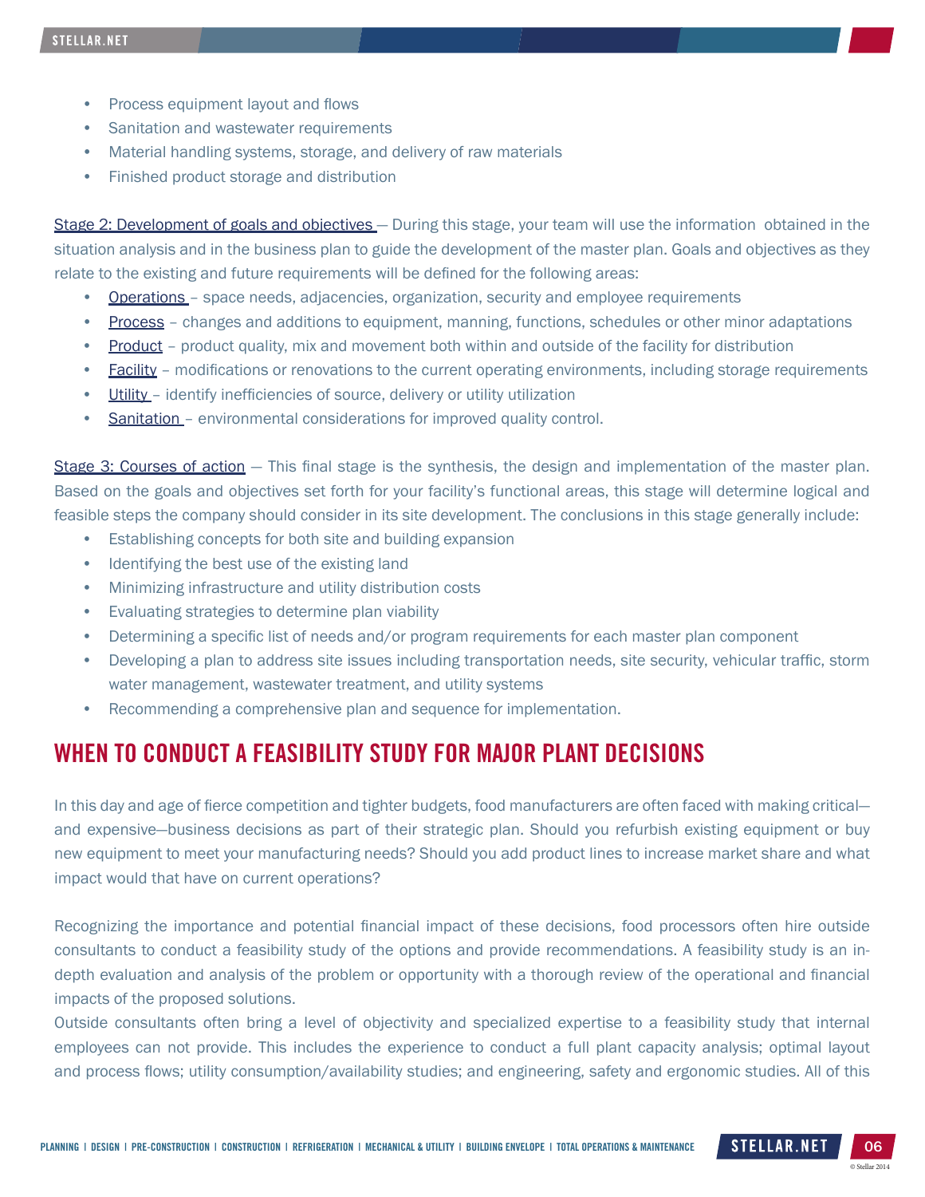- Process equipment layout and flows
- Sanitation and wastewater requirements
- Material handling systems, storage, and delivery of raw materials
- Finished product storage and distribution

Stage 2: Development of goals and objectives — During this stage, your team will use the information obtained in the situation analysis and in the business plan to guide the development of the master plan. Goals and objectives as they relate to the existing and future requirements will be defined for the following areas:

- Operations – space needs, adjacencies, organization, security and employee requirements
- Process – changes and additions to equipment, manning, functions, schedules or other minor adaptations
- Product – product quality, mix and movement both within and outside of the facility for distribution
- Facility – modifications or renovations to the current operating environments, including storage requirements
- Utility – identify inefficiencies of source, delivery or utility utilization
- Sanitation – environmental considerations for improved quality control.

Stage 3: Courses of action — This final stage is the synthesis, the design and implementation of the master plan. Based on the goals and objectives set forth for your facility's functional areas, this stage will determine logical and feasible steps the company should consider in its site development. The conclusions in this stage generally include:

- Establishing concepts for both site and building expansion
- Identifying the best use of the existing land
- Minimizing infrastructure and utility distribution costs
- Evaluating strategies to determine plan viability
- Determining a specific list of needs and/or program requirements for each master plan component
- Developing a plan to address site issues including transportation needs, site security, vehicular traffic, storm water management, wastewater treatment, and utility systems
- Recommending a comprehensive plan and sequence for implementation.

## WHEN TO CONDUCT A FEASIBILITY STUDY FOR MAJOR PLANT DECISIONS

In this day and age of fierce competition and tighter budgets, food manufacturers are often faced with making critical—and expensive—business decisions as part of their strategic plan. Should you refurbish existing equipment or buy new equipment to meet your manufacturing needs? Should you add product lines to increase market share and what impact would that have on current operations?

Recognizing the importance and potential financial impact of these decisions, food processors often hire outside consultants to conduct a feasibility study of the options and provide recommendations. A feasibility study is an in-depth evaluation and analysis of the problem or opportunity with a thorough review of the operational and financial impacts of the proposed solutions.

Outside consultants often bring a level of objectivity and specialized expertise to a feasibility study that internal employees can not provide. This includes the experience to conduct a full plant capacity analysis; optimal layout and process flows; utility consumption/availability studies; and engineering, safety and ergonomic studies. All of this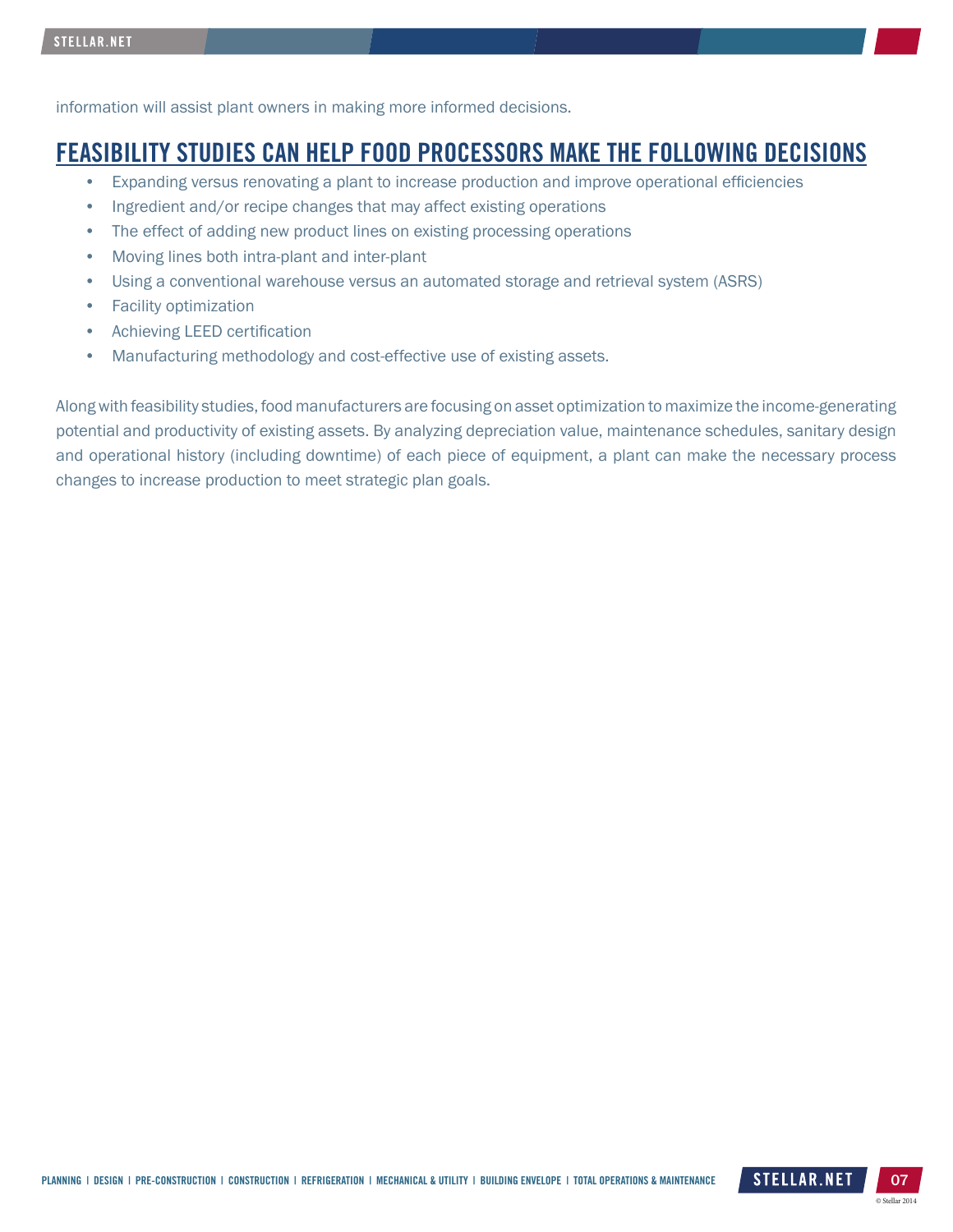information will assist plant owners in making more informed decisions.

## FEASIBILITY STUDIES CAN HELP FOOD PROCESSORS MAKE THE FOLLOWING DECISIONS

- Expanding versus renovating a plant to increase production and improve operational efficiencies
- Ingredient and/or recipe changes that may affect existing operations
- The effect of adding new product lines on existing processing operations
- Moving lines both intra-plant and inter-plant
- Using a conventional warehouse versus an automated storage and retrieval system (ASRS)
- Facility optimization
- Achieving LEED certification
- Manufacturing methodology and cost-effective use of existing assets.

Along with feasibility studies, food manufacturers are focusing on asset optimization to maximize the income-generating potential and productivity of existing assets. By analyzing depreciation value, maintenance schedules, sanitary design and operational history (including downtime) of each piece of equipment, a plant can make the necessary process changes to increase production to meet strategic plan goals.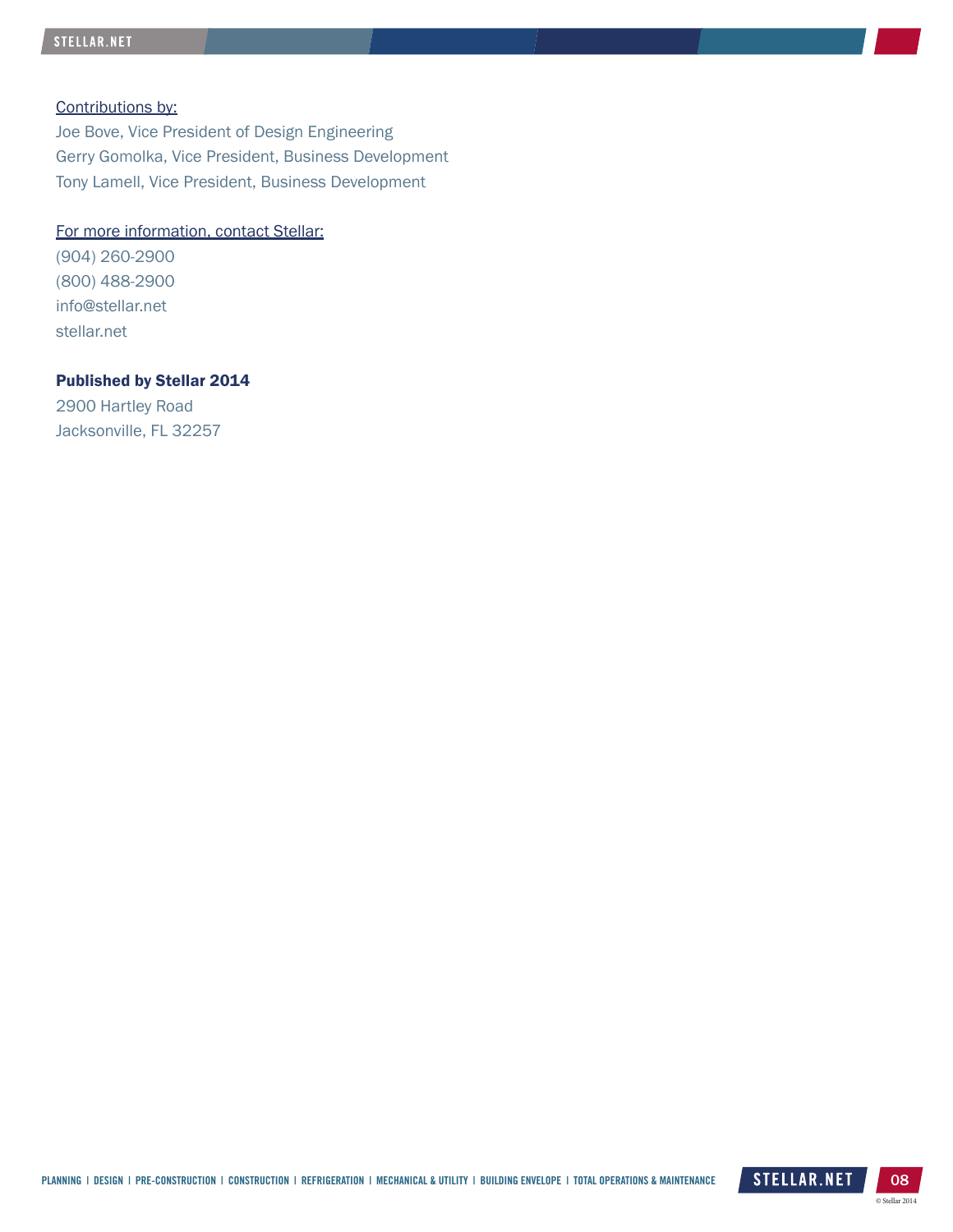Contributions by:

Joe Bove, Vice President of Design Engineering
Gerry Gomolka, Vice President, Business Development
Tony Lamell, Vice President, Business Development

For more information, contact Stellar:

(904) 260-2900
(800) 488-2900
info@stellar.net
stellar.net

**Published by Stellar 2014**

2900 Hartley Road
Jacksonville, FL 32257